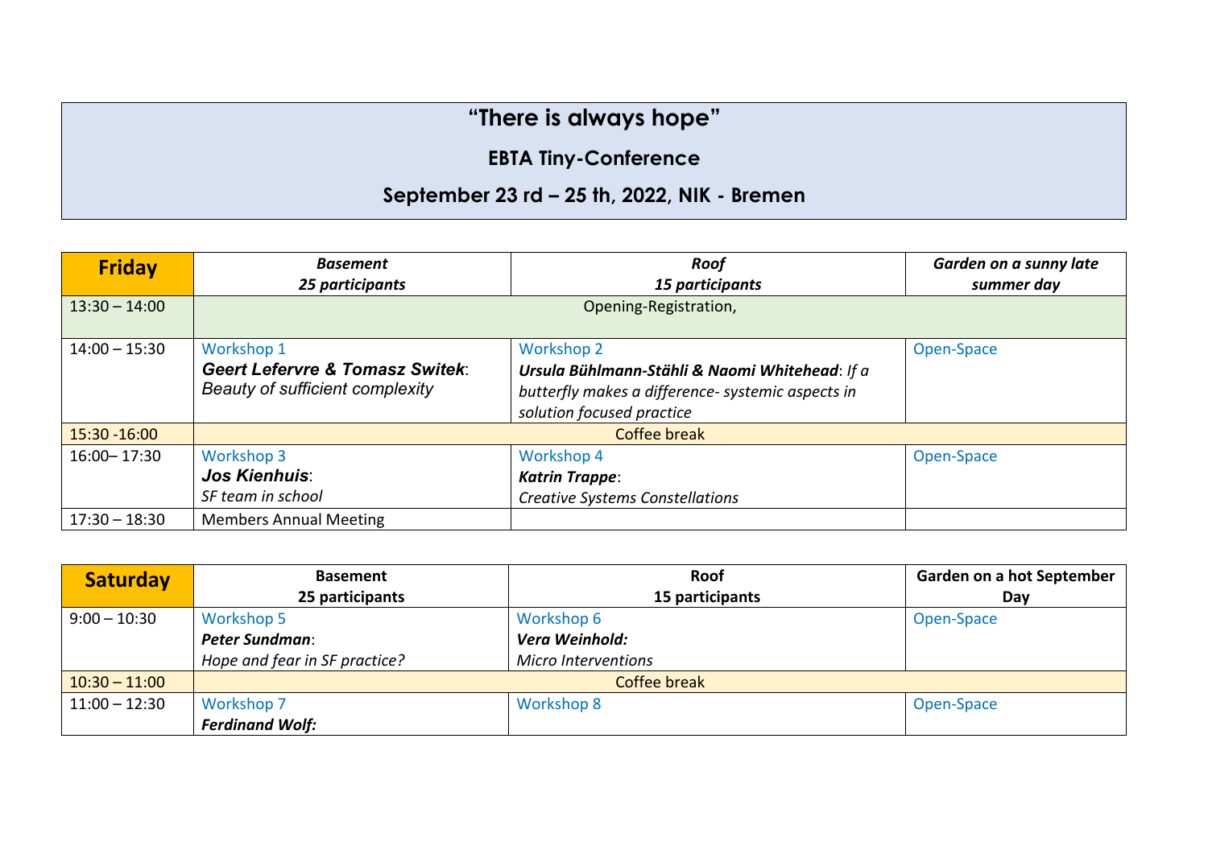# "There is always hope"

## EBTA Tiny-Conference

## September 23 rd – 25 th, 2022, NIK - Bremen

| **Friday** | ***Basement*** ***25 participants*** | ***Roof*** ***15 participants*** | ***Garden on a sunny late summer day*** |
|---|---|---|---|
| 13:30 – 14:00 | Opening-Registration, | | |
| 14:00 – 15:30 | Workshop 1 ***Geert Lefervre & Tomasz Switek***: *Beauty of sufficient complexity* | Workshop 2 ***Ursula Bühlmann-Stähli & Naomi Whitehead***: *If a butterfly makes a difference- systemic aspects in solution focused practice* | Open-Space |
| 15:30 -16:00 | Coffee break | | |
| 16:00– 17:30 | Workshop 3 ***Jos Kienhuis***: *SF team in school* | Workshop 4 ***Katrin Trappe***: *Creative Systems Constellations* | Open-Space |
| 17:30 – 18:30 | Members Annual Meeting | | |

| **Saturday** | **Basement** **25 participants** | **Roof** **15 participants** | **Garden on a hot September Day** |
|---|---|---|---|
| 9:00 – 10:30 | Workshop 5 ***Peter Sundman***: *Hope and fear in SF practice?* | Workshop 6 ***Vera Weinhold:*** *Micro Interventions* | Open-Space |
| 10:30 – 11:00 | Coffee break | | |
| 11:00 – 12:30 | Workshop 7 ***Ferdinand Wolf:*** | Workshop 8 | Open-Space |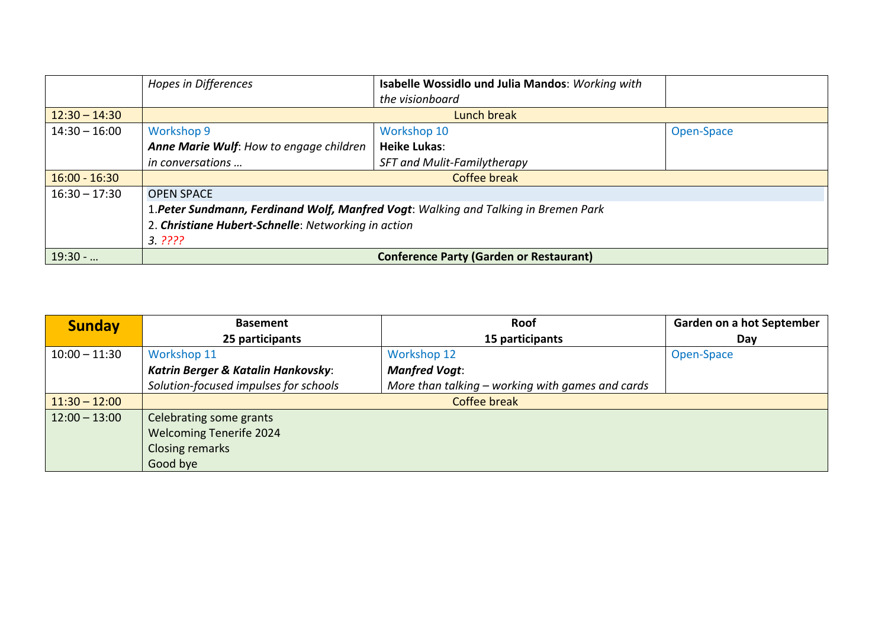| | | | |
|---|---|---|---|
| | *Hopes in Differences* | **Isabelle Wossidlo und Julia Mandos**: *Working with the visionboard* | |
| 12:30 – 14:30 | Lunch break | | |
| 14:30 – 16:00 | Workshop 9<br>***Anne Marie Wulf***: *How to engage children in conversations …* | Workshop 10<br>**Heike Lukas**:<br>*SFT and Mulit-Familytherapy* | Open-Space |
| 16:00 - 16:30 | Coffee break | | |
| 16:30 – 17:30 | OPEN SPACE<br>1.***Peter Sundmann, Ferdinand Wolf, Manfred Vogt***: *Walking and Talking in Bremen Park*<br>2. ***Christiane Hubert-Schnelle***: *Networking in action*<br>*3. ????* | | |
| 19:30 - … | **Conference Party (Garden or Restaurant)** | | |

| **Sunday** | **Basement**<br>**25 participants** | **Roof**<br>**15 participants** | **Garden on a hot September Day** |
|---|---|---|---|
| 10:00 – 11:30 | Workshop 11<br>***Katrin Berger & Katalin Hankovsky***:<br>*Solution-focused impulses for schools* | Workshop 12<br>***Manfred Vogt***:<br>*More than talking – working with games and cards* | Open-Space |
| 11:30 – 12:00 | Coffee break | | |
| 12:00 – 13:00 | Celebrating some grants<br>Welcoming Tenerife 2024<br>Closing remarks<br>Good bye | | |